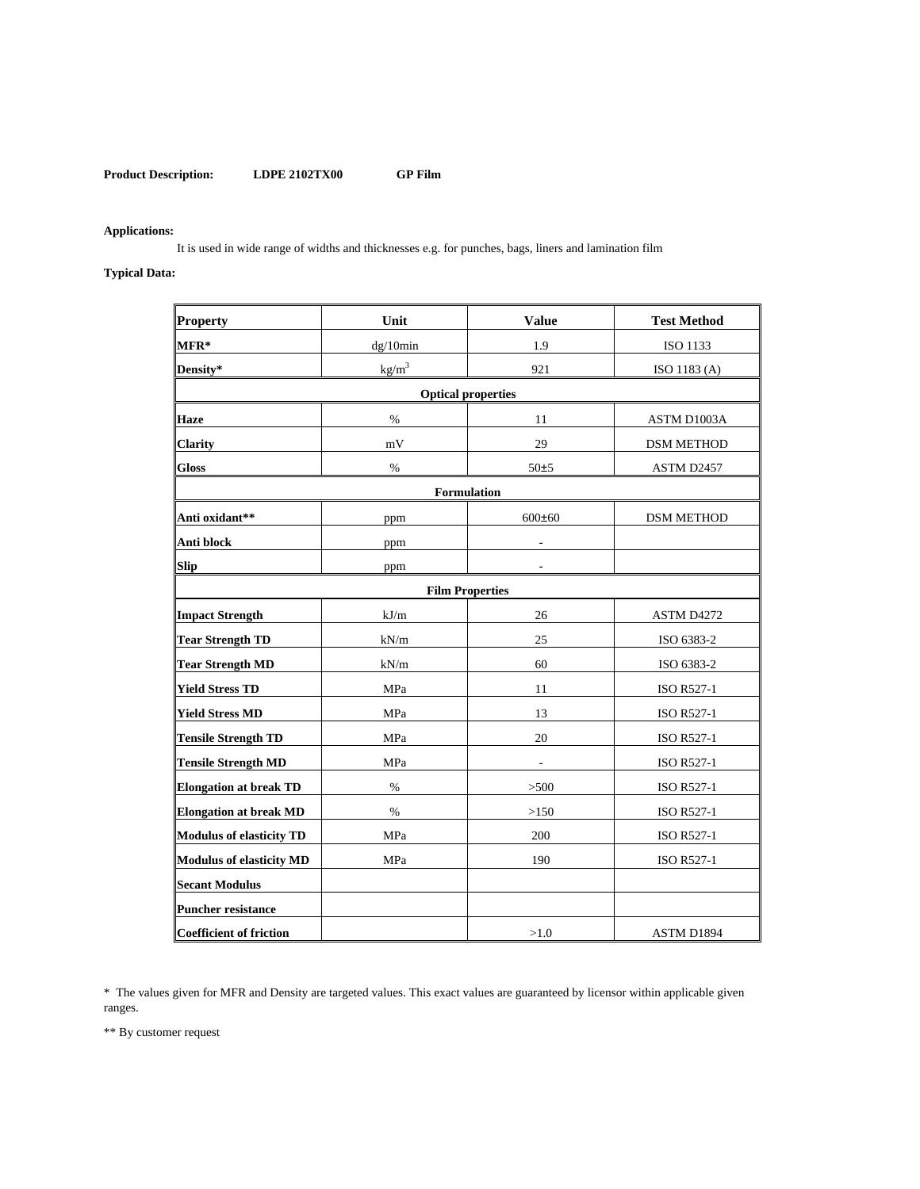**Product Description:** **LDPE 2102TX00** **GP Film**

**Applications:**

It is used in wide range of widths and thicknesses e.g. for punches, bags, liners and lamination film

**Typical Data:**

| Property | Unit | Value | Test Method |
|---|---|---|---|
| **MFR*** | dg/10min | 1.9 | ISO 1133 |
| **Density*** | $kg/m^3$ | 921 | ISO 1183 (A) |
| **Optical properties** | | | |
| **Haze** | % | 11 | ASTM D1003A |
| **Clarity** | mV | 29 | DSM METHOD |
| **Gloss** | % | 50±5 | ASTM D2457 |
| **Formulation** | | | |
| **Anti oxidant**** | ppm | 600±60 | DSM METHOD |
| **Anti block** | ppm | - | |
| **Slip** | ppm | - | |
| **Film Properties** | | | |
| **Impact Strength** | kJ/m | 26 | ASTM D4272 |
| **Tear Strength TD** | kN/m | 25 | ISO 6383-2 |
| **Tear Strength MD** | kN/m | 60 | ISO 6383-2 |
| **Yield Stress TD** | MPa | 11 | ISO R527-1 |
| **Yield Stress MD** | MPa | 13 | ISO R527-1 |
| **Tensile Strength TD** | MPa | 20 | ISO R527-1 |
| **Tensile Strength MD** | MPa | - | ISO R527-1 |
| **Elongation at break TD** | % | >500 | ISO R527-1 |
| **Elongation at break MD** | % | >150 | ISO R527-1 |
| **Modulus of elasticity TD** | MPa | 200 | ISO R527-1 |
| **Modulus of elasticity MD** | MPa | 190 | ISO R527-1 |
| **Secant Modulus** | | | |
| **Puncher resistance** | | | |
| **Coefficient of friction** | | >1.0 | ASTM D1894 |

* The values given for MFR and Density are targeted values. This exact values are guaranteed by licensor within applicable given ranges.

** By customer request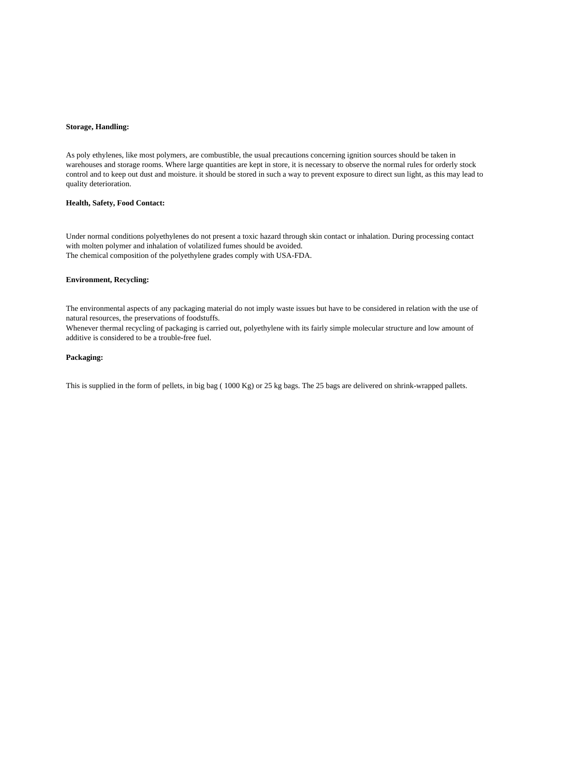**Storage, Handling:**

As poly ethylenes, like most polymers, are combustible, the usual precautions concerning ignition sources should be taken in warehouses and storage rooms. Where large quantities are kept in store, it is necessary to observe the normal rules for orderly stock control and to keep out dust and moisture. it should be stored in such a way to prevent exposure to direct sun light, as this may lead to quality deterioration.

**Health, Safety, Food Contact:**

Under normal conditions polyethylenes do not present a toxic hazard through skin contact or inhalation. During processing contact with molten polymer and inhalation of volatilized fumes should be avoided.
The chemical composition of the polyethylene grades comply with USA-FDA.

**Environment, Recycling:**

The environmental aspects of any packaging material do not imply waste issues but have to be considered in relation with the use of natural resources, the preservations of foodstuffs.
Whenever thermal recycling of packaging is carried out, polyethylene with its fairly simple molecular structure and low amount of additive is considered to be a trouble-free fuel.

**Packaging:**

This is supplied in the form of pellets, in big bag ( 1000 Kg) or 25 kg bags. The 25 bags are delivered on shrink-wrapped pallets.